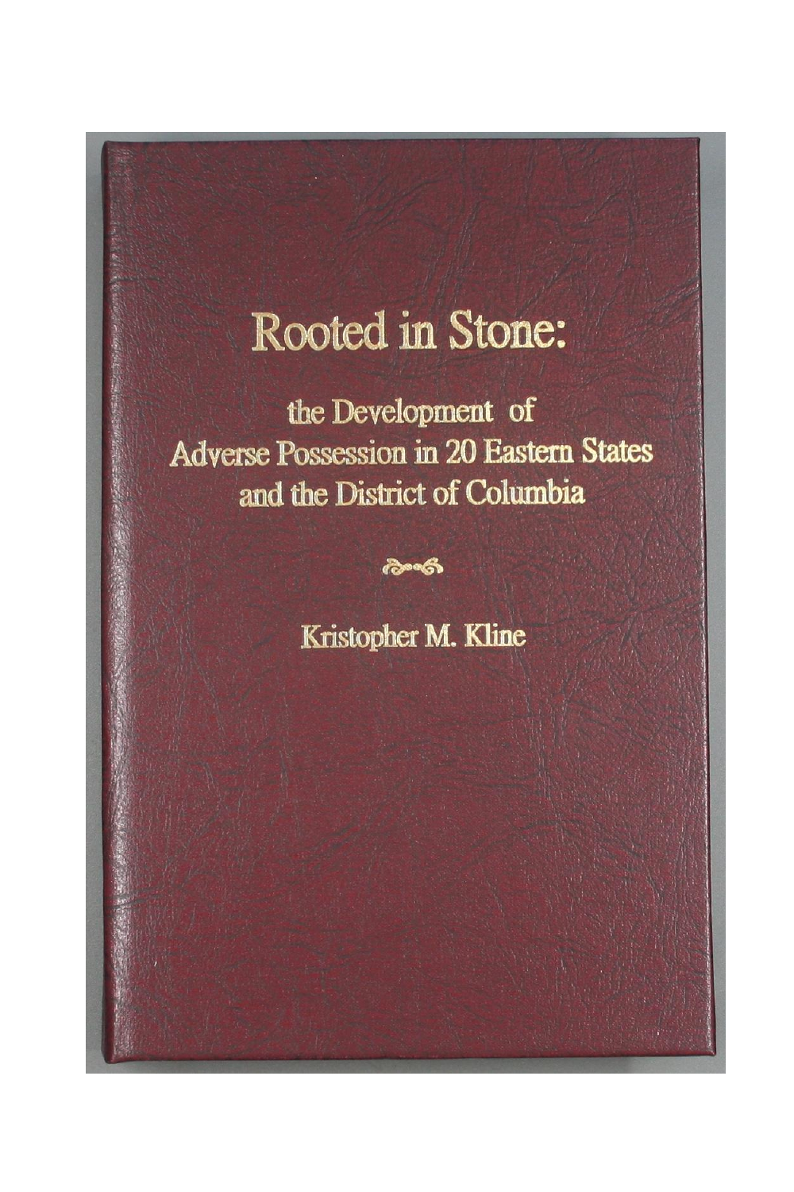# Rooted in Stone:

## the Development of Adverse Possession in 20 Eastern States and the District of Columbia

Kristopher M. Kline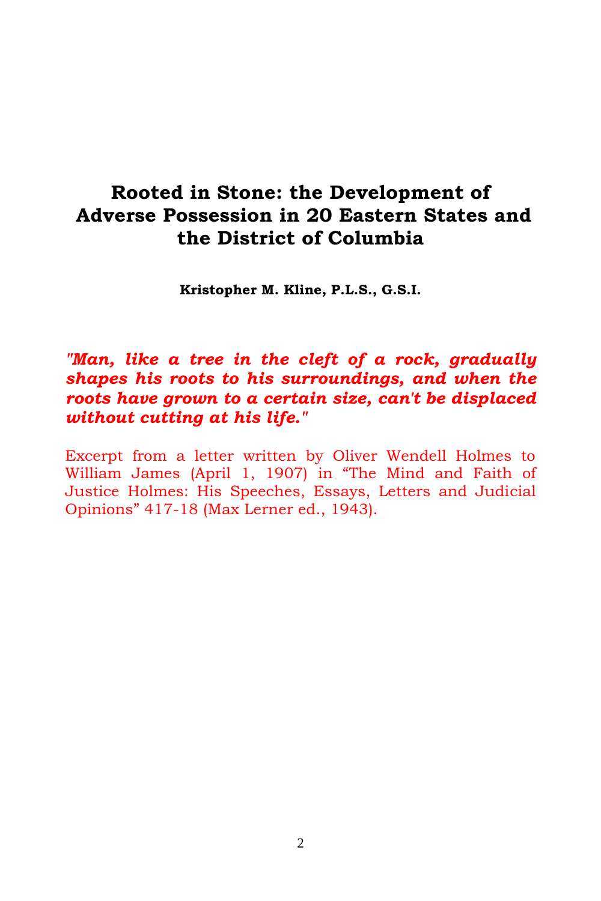# Rooted in Stone: the Development of Adverse Possession in 20 Eastern States and the District of Columbia

**Kristopher M. Kline, P.L.S., G.S.I.**

***"Man, like a tree in the cleft of a rock, gradually shapes his roots to his surroundings, and when the roots have grown to a certain size, can't be displaced without cutting at his life."***

Excerpt from a letter written by Oliver Wendell Holmes to William James (April 1, 1907) in "The Mind and Faith of Justice Holmes: His Speeches, Essays, Letters and Judicial Opinions" 417-18 (Max Lerner ed., 1943).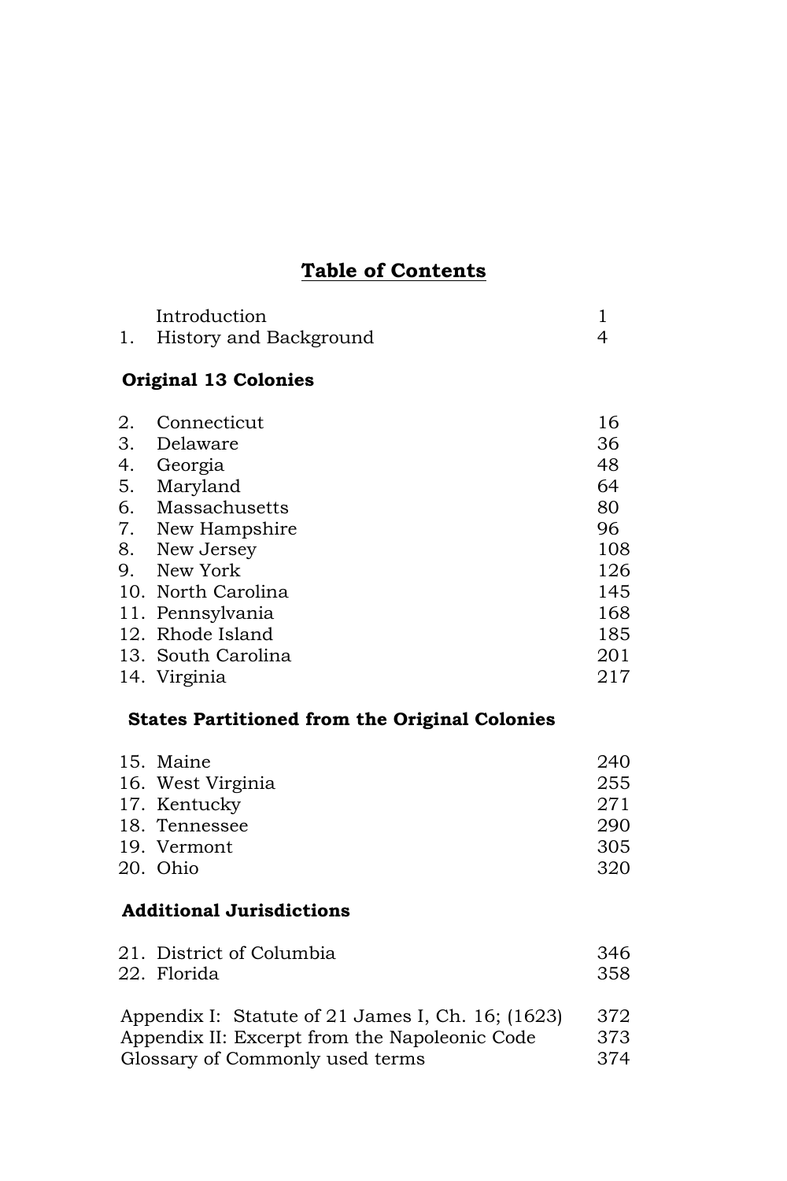# Table of Contents

| | | |
|---|---|---|
| | Introduction | 1 |
| 1. | History and Background | 4 |

**Original 13 Colonies**

| | | |
|---|---|---|
| 2. | Connecticut | 16 |
| 3. | Delaware | 36 |
| 4. | Georgia | 48 |
| 5. | Maryland | 64 |
| 6. | Massachusetts | 80 |
| 7. | New Hampshire | 96 |
| 8. | New Jersey | 108 |
| 9. | New York | 126 |
| 10. | North Carolina | 145 |
| 11. | Pennsylvania | 168 |
| 12. | Rhode Island | 185 |
| 13. | South Carolina | 201 |
| 14. | Virginia | 217 |

**States Partitioned from the Original Colonies**

| | | |
|---|---|---|
| 15. | Maine | 240 |
| 16. | West Virginia | 255 |
| 17. | Kentucky | 271 |
| 18. | Tennessee | 290 |
| 19. | Vermont | 305 |
| 20. | Ohio | 320 |

**Additional Jurisdictions**

| | | |
|---|---|---|
| 21. | District of Columbia | 346 |
| 22. | Florida | 358 |

| | |
|---|---|
| Appendix I: Statute of 21 James I, Ch. 16; (1623) | 372 |
| Appendix II: Excerpt from the Napoleonic Code | 373 |
| Glossary of Commonly used terms | 374 |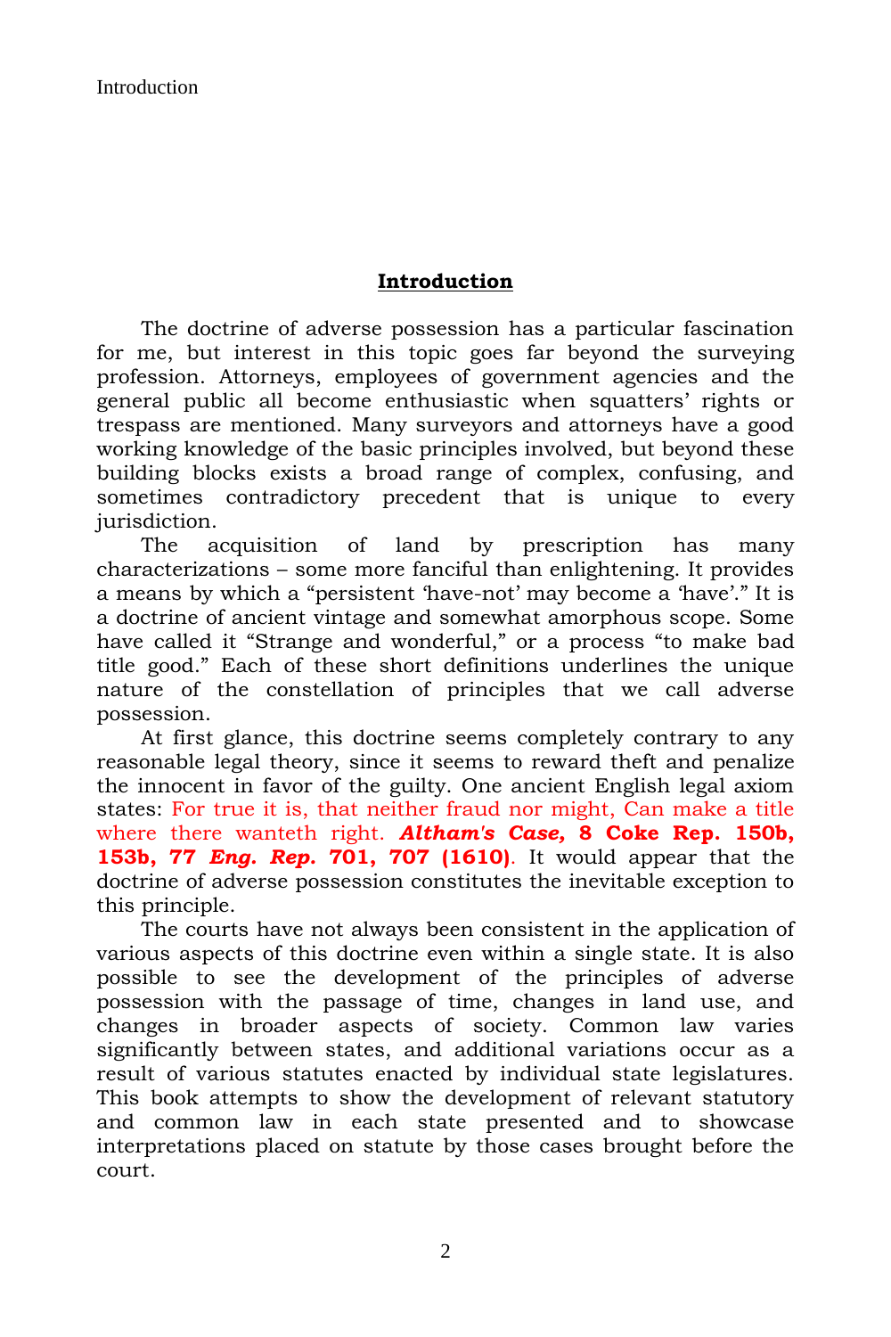# Introduction

The doctrine of adverse possession has a particular fascination for me, but interest in this topic goes far beyond the surveying profession. Attorneys, employees of government agencies and the general public all become enthusiastic when squatters' rights or trespass are mentioned. Many surveyors and attorneys have a good working knowledge of the basic principles involved, but beyond these building blocks exists a broad range of complex, confusing, and sometimes contradictory precedent that is unique to every jurisdiction.

The acquisition of land by prescription has many characterizations – some more fanciful than enlightening. It provides a means by which a "persistent 'have-not' may become a 'have'." It is a doctrine of ancient vintage and somewhat amorphous scope. Some have called it "Strange and wonderful," or a process "to make bad title good." Each of these short definitions underlines the unique nature of the constellation of principles that we call adverse possession.

At first glance, this doctrine seems completely contrary to any reasonable legal theory, since it seems to reward theft and penalize the innocent in favor of the guilty. One ancient English legal axiom states: For true it is, that neither fraud nor might, Can make a title where there wanteth right. ***Altham's Case,* 8 Coke Rep. 150b, 153b, 77 *Eng. Rep.* 701, 707 (1610)**. It would appear that the doctrine of adverse possession constitutes the inevitable exception to this principle.

The courts have not always been consistent in the application of various aspects of this doctrine even within a single state. It is also possible to see the development of the principles of adverse possession with the passage of time, changes in land use, and changes in broader aspects of society. Common law varies significantly between states, and additional variations occur as a result of various statutes enacted by individual state legislatures. This book attempts to show the development of relevant statutory and common law in each state presented and to showcase interpretations placed on statute by those cases brought before the court.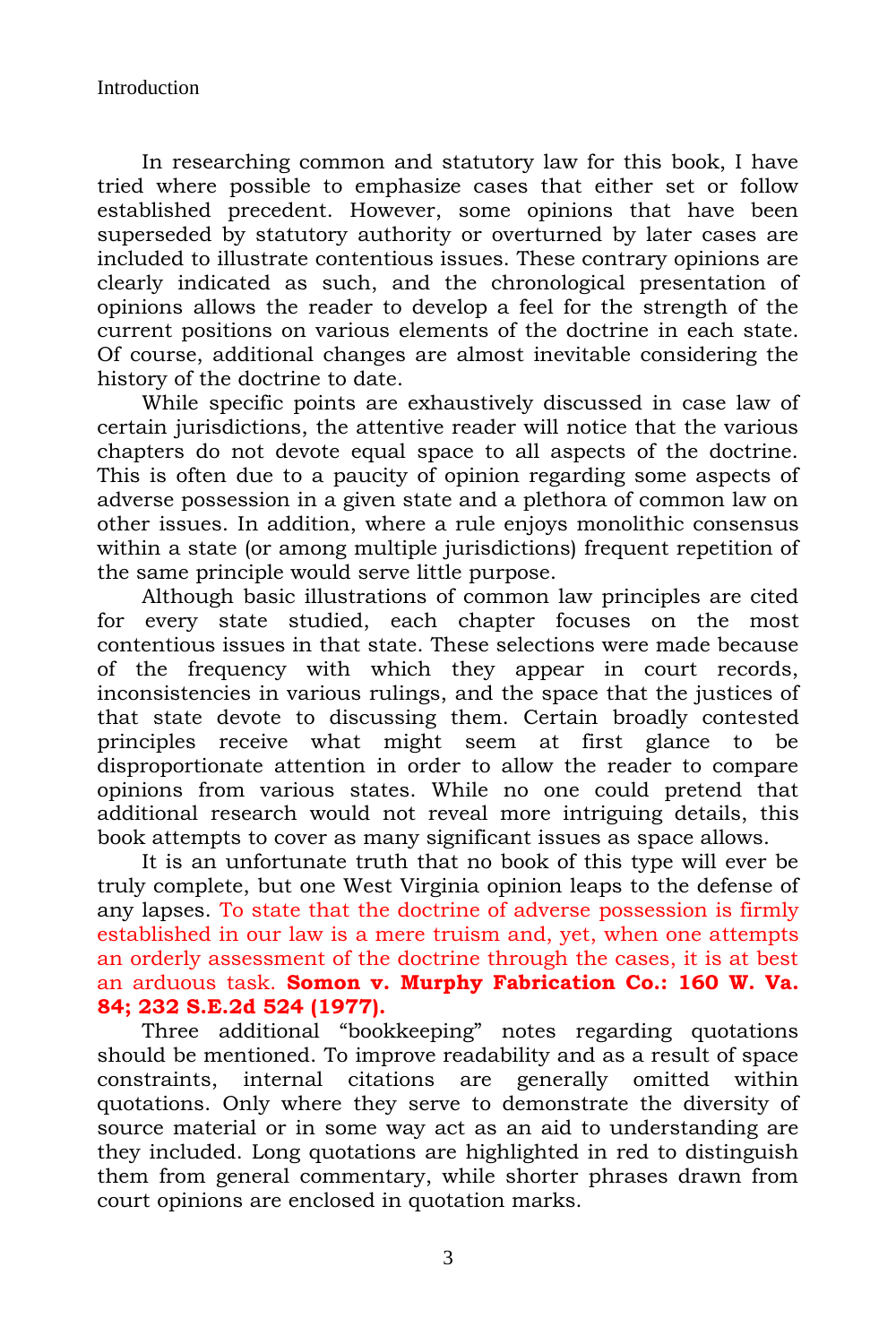In researching common and statutory law for this book, I have tried where possible to emphasize cases that either set or follow established precedent. However, some opinions that have been superseded by statutory authority or overturned by later cases are included to illustrate contentious issues. These contrary opinions are clearly indicated as such, and the chronological presentation of opinions allows the reader to develop a feel for the strength of the current positions on various elements of the doctrine in each state. Of course, additional changes are almost inevitable considering the history of the doctrine to date.

While specific points are exhaustively discussed in case law of certain jurisdictions, the attentive reader will notice that the various chapters do not devote equal space to all aspects of the doctrine. This is often due to a paucity of opinion regarding some aspects of adverse possession in a given state and a plethora of common law on other issues. In addition, where a rule enjoys monolithic consensus within a state (or among multiple jurisdictions) frequent repetition of the same principle would serve little purpose.

Although basic illustrations of common law principles are cited for every state studied, each chapter focuses on the most contentious issues in that state. These selections were made because of the frequency with which they appear in court records, inconsistencies in various rulings, and the space that the justices of that state devote to discussing them. Certain broadly contested principles receive what might seem at first glance to be disproportionate attention in order to allow the reader to compare opinions from various states. While no one could pretend that additional research would not reveal more intriguing details, this book attempts to cover as many significant issues as space allows.

It is an unfortunate truth that no book of this type will ever be truly complete, but one West Virginia opinion leaps to the defense of any lapses. To state that the doctrine of adverse possession is firmly established in our law is a mere truism and, yet, when one attempts an orderly assessment of the doctrine through the cases, it is at best an arduous task. **Somon v. Murphy Fabrication Co.: 160 W. Va. 84; 232 S.E.2d 524 (1977).**

Three additional "bookkeeping" notes regarding quotations should be mentioned. To improve readability and as a result of space constraints, internal citations are generally omitted within quotations. Only where they serve to demonstrate the diversity of source material or in some way act as an aid to understanding are they included. Long quotations are highlighted in red to distinguish them from general commentary, while shorter phrases drawn from court opinions are enclosed in quotation marks.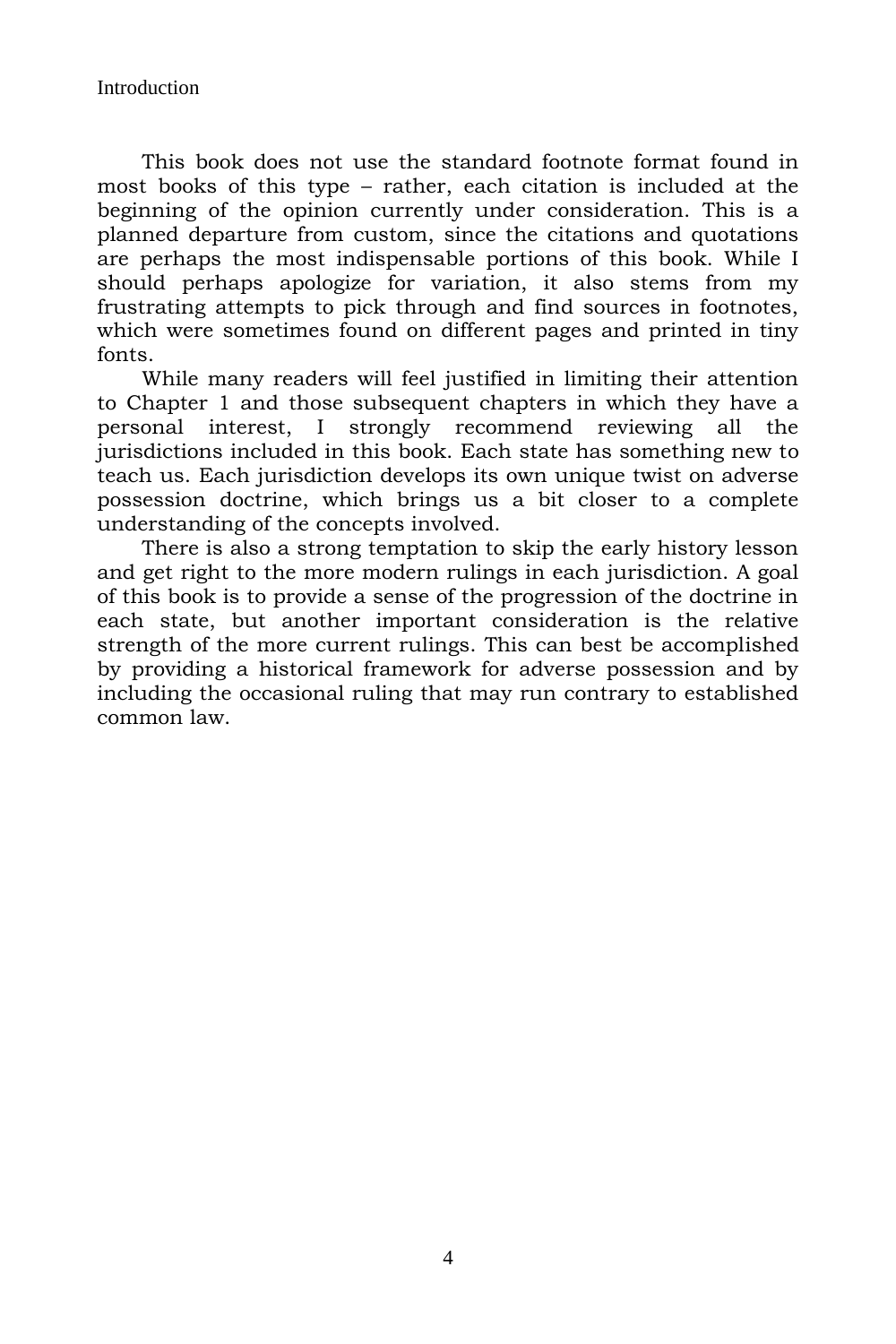This book does not use the standard footnote format found in most books of this type – rather, each citation is included at the beginning of the opinion currently under consideration. This is a planned departure from custom, since the citations and quotations are perhaps the most indispensable portions of this book. While I should perhaps apologize for variation, it also stems from my frustrating attempts to pick through and find sources in footnotes, which were sometimes found on different pages and printed in tiny fonts.

While many readers will feel justified in limiting their attention to Chapter 1 and those subsequent chapters in which they have a personal interest, I strongly recommend reviewing all the jurisdictions included in this book. Each state has something new to teach us. Each jurisdiction develops its own unique twist on adverse possession doctrine, which brings us a bit closer to a complete understanding of the concepts involved.

There is also a strong temptation to skip the early history lesson and get right to the more modern rulings in each jurisdiction. A goal of this book is to provide a sense of the progression of the doctrine in each state, but another important consideration is the relative strength of the more current rulings. This can best be accomplished by providing a historical framework for adverse possession and by including the occasional ruling that may run contrary to established common law.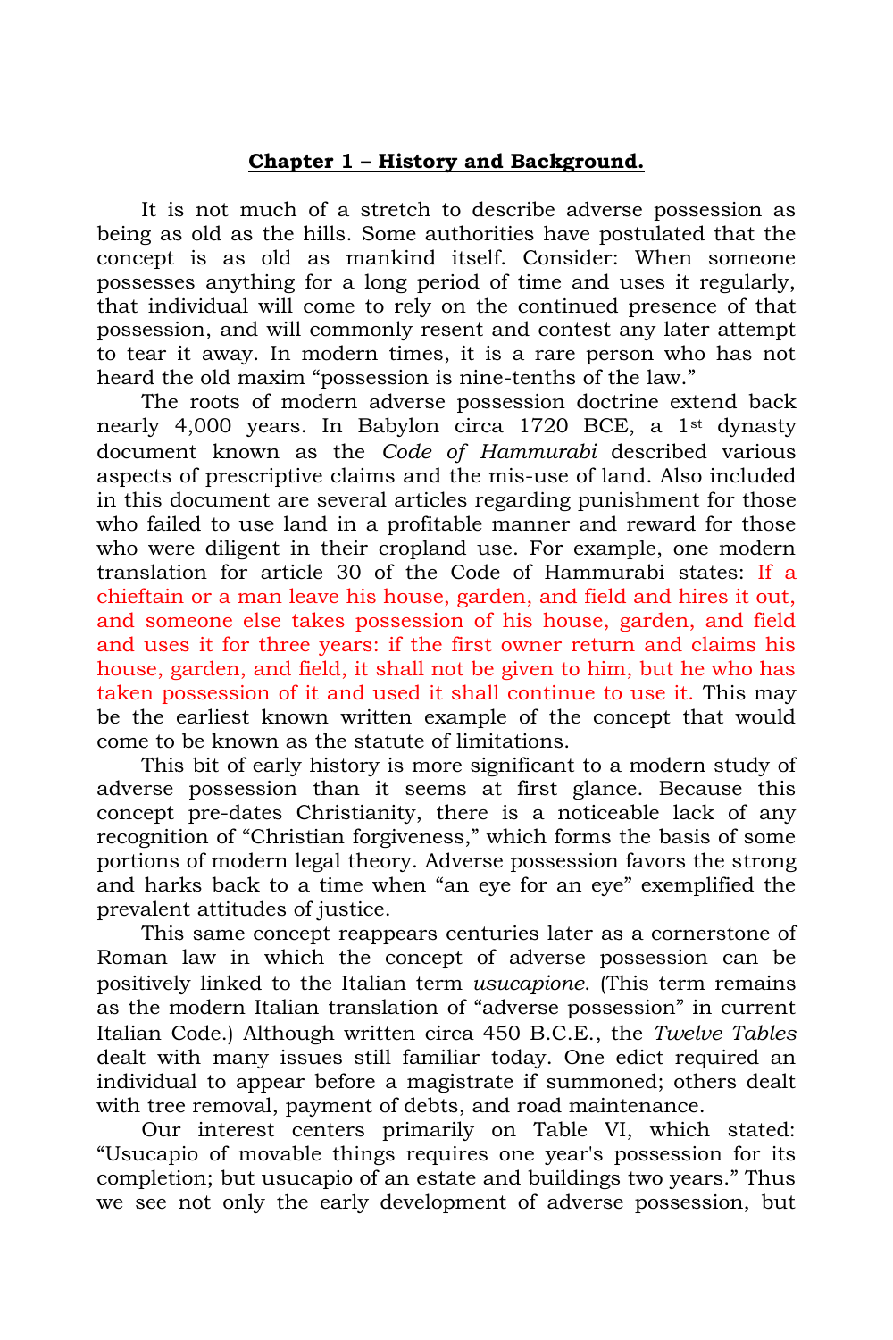**Chapter 1 – History and Background.**

It is not much of a stretch to describe adverse possession as being as old as the hills. Some authorities have postulated that the concept is as old as mankind itself. Consider: When someone possesses anything for a long period of time and uses it regularly, that individual will come to rely on the continued presence of that possession, and will commonly resent and contest any later attempt to tear it away. In modern times, it is a rare person who has not heard the old maxim "possession is nine-tenths of the law."

The roots of modern adverse possession doctrine extend back nearly 4,000 years. In Babylon circa 1720 BCE, a 1st dynasty document known as the *Code of Hammurabi* described various aspects of prescriptive claims and the mis-use of land. Also included in this document are several articles regarding punishment for those who failed to use land in a profitable manner and reward for those who were diligent in their cropland use. For example, one modern translation for article 30 of the Code of Hammurabi states: If a chieftain or a man leave his house, garden, and field and hires it out, and someone else takes possession of his house, garden, and field and uses it for three years: if the first owner return and claims his house, garden, and field, it shall not be given to him, but he who has taken possession of it and used it shall continue to use it. This may be the earliest known written example of the concept that would come to be known as the statute of limitations.

This bit of early history is more significant to a modern study of adverse possession than it seems at first glance. Because this concept pre-dates Christianity, there is a noticeable lack of any recognition of "Christian forgiveness," which forms the basis of some portions of modern legal theory. Adverse possession favors the strong and harks back to a time when "an eye for an eye" exemplified the prevalent attitudes of justice.

This same concept reappears centuries later as a cornerstone of Roman law in which the concept of adverse possession can be positively linked to the Italian term *usucapione*. (This term remains as the modern Italian translation of "adverse possession" in current Italian Code.) Although written circa 450 B.C.E., the *Twelve Tables* dealt with many issues still familiar today. One edict required an individual to appear before a magistrate if summoned; others dealt with tree removal, payment of debts, and road maintenance.

Our interest centers primarily on Table VI, which stated: "Usucapio of movable things requires one year's possession for its completion; but usucapio of an estate and buildings two years." Thus we see not only the early development of adverse possession, but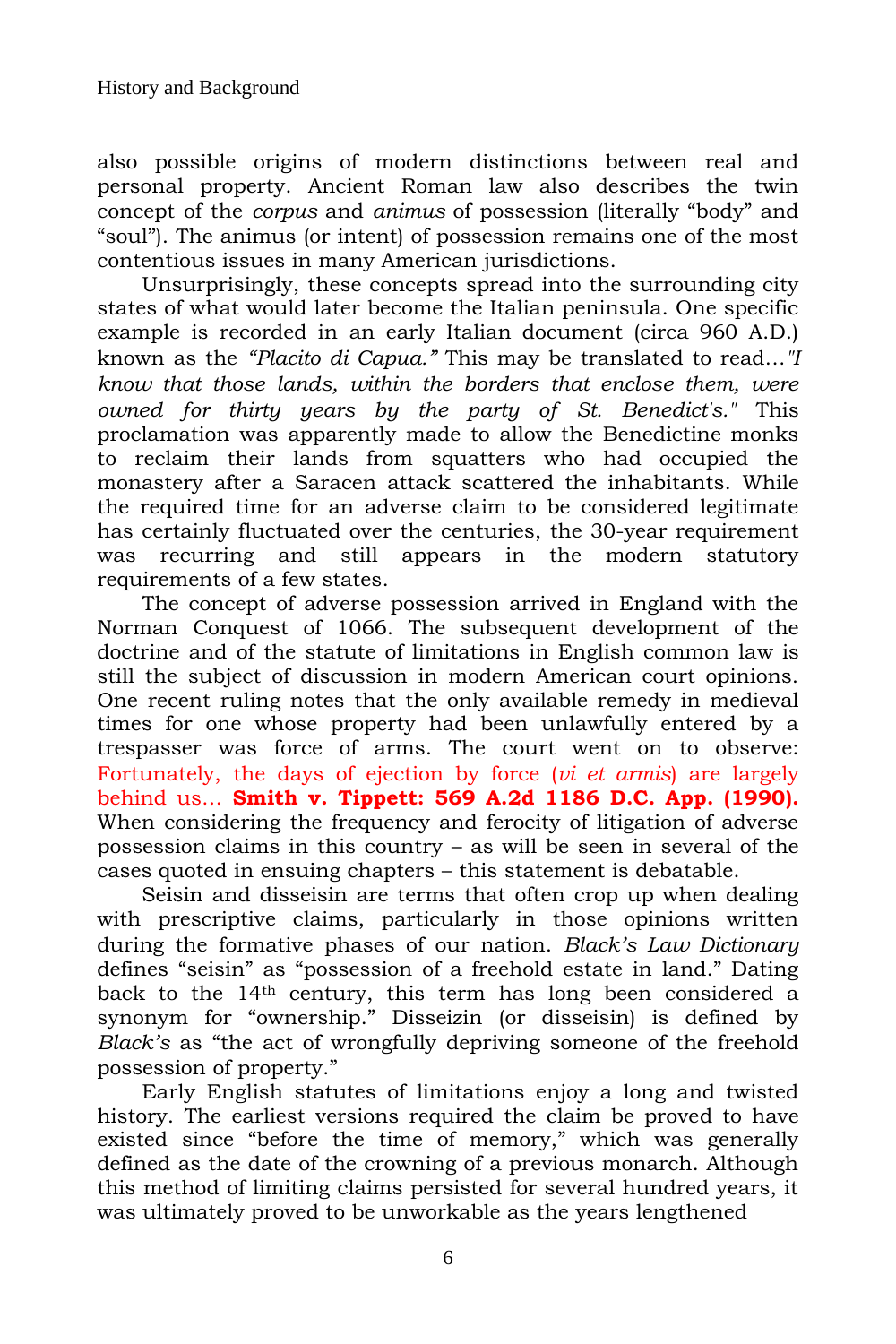also possible origins of modern distinctions between real and personal property. Ancient Roman law also describes the twin concept of the *corpus* and *animus* of possession (literally “body” and “soul”). The animus (or intent) of possession remains one of the most contentious issues in many American jurisdictions.

Unsurprisingly, these concepts spread into the surrounding city states of what would later become the Italian peninsula. One specific example is recorded in an early Italian document (circa 960 A.D.) known as the *“Placito di Capua.”* This may be translated to read…*"I know that those lands, within the borders that enclose them, were owned for thirty years by the party of St. Benedict's."* This proclamation was apparently made to allow the Benedictine monks to reclaim their lands from squatters who had occupied the monastery after a Saracen attack scattered the inhabitants. While the required time for an adverse claim to be considered legitimate has certainly fluctuated over the centuries, the 30-year requirement was recurring and still appears in the modern statutory requirements of a few states.

The concept of adverse possession arrived in England with the Norman Conquest of 1066. The subsequent development of the doctrine and of the statute of limitations in English common law is still the subject of discussion in modern American court opinions. One recent ruling notes that the only available remedy in medieval times for one whose property had been unlawfully entered by a trespasser was force of arms. The court went on to observe: Fortunately, the days of ejection by force (*vi et armis*) are largely behind us… **Smith v. Tippett: 569 A.2d 1186 D.C. App. (1990).** When considering the frequency and ferocity of litigation of adverse possession claims in this country – as will be seen in several of the cases quoted in ensuing chapters – this statement is debatable.

Seisin and disseisin are terms that often crop up when dealing with prescriptive claims, particularly in those opinions written during the formative phases of our nation. *Black’s Law Dictionary* defines “seisin” as “possession of a freehold estate in land.” Dating back to the 14th century, this term has long been considered a synonym for “ownership.” Disseizin (or disseisin) is defined by *Black’s* as “the act of wrongfully depriving someone of the freehold possession of property.”

Early English statutes of limitations enjoy a long and twisted history. The earliest versions required the claim be proved to have existed since “before the time of memory,” which was generally defined as the date of the crowning of a previous monarch. Although this method of limiting claims persisted for several hundred years, it was ultimately proved to be unworkable as the years lengthened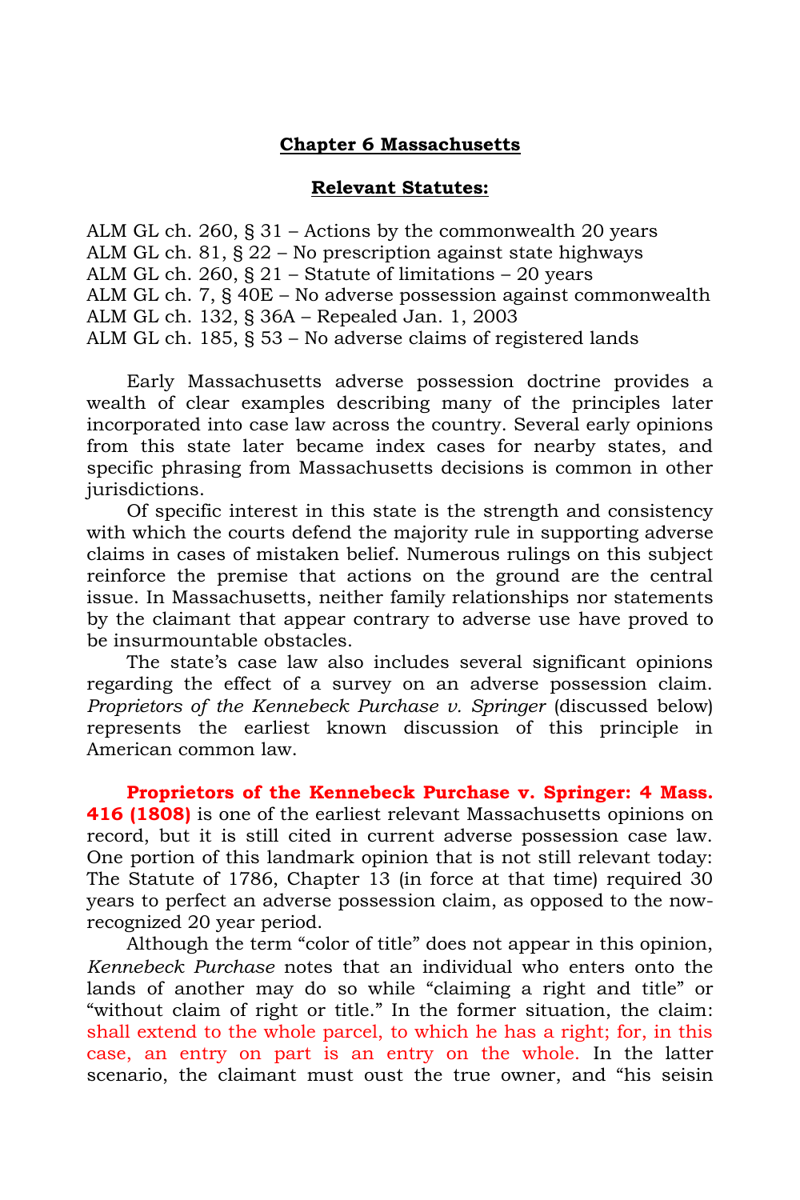## Chapter 6 Massachusetts

### Relevant Statutes:

ALM GL ch. 260, § 31 – Actions by the commonwealth 20 years
ALM GL ch. 81, § 22 – No prescription against state highways
ALM GL ch. 260, § 21 – Statute of limitations – 20 years
ALM GL ch. 7, § 40E – No adverse possession against commonwealth
ALM GL ch. 132, § 36A – Repealed Jan. 1, 2003
ALM GL ch. 185, § 53 – No adverse claims of registered lands

Early Massachusetts adverse possession doctrine provides a wealth of clear examples describing many of the principles later incorporated into case law across the country. Several early opinions from this state later became index cases for nearby states, and specific phrasing from Massachusetts decisions is common in other jurisdictions.

Of specific interest in this state is the strength and consistency with which the courts defend the majority rule in supporting adverse claims in cases of mistaken belief. Numerous rulings on this subject reinforce the premise that actions on the ground are the central issue. In Massachusetts, neither family relationships nor statements by the claimant that appear contrary to adverse use have proved to be insurmountable obstacles.

The state's case law also includes several significant opinions regarding the effect of a survey on an adverse possession claim. *Proprietors of the Kennebeck Purchase v. Springer* (discussed below) represents the earliest known discussion of this principle in American common law.

**Proprietors of the Kennebeck Purchase v. Springer: 4 Mass. 416 (1808)** is one of the earliest relevant Massachusetts opinions on record, but it is still cited in current adverse possession case law. One portion of this landmark opinion that is not still relevant today: The Statute of 1786, Chapter 13 (in force at that time) required 30 years to perfect an adverse possession claim, as opposed to the now-recognized 20 year period.

Although the term "color of title" does not appear in this opinion, *Kennebeck Purchase* notes that an individual who enters onto the lands of another may do so while "claiming a right and title" or "without claim of right or title." In the former situation, the claim: shall extend to the whole parcel, to which he has a right; for, in this case, an entry on part is an entry on the whole. In the latter scenario, the claimant must oust the true owner, and "his seisin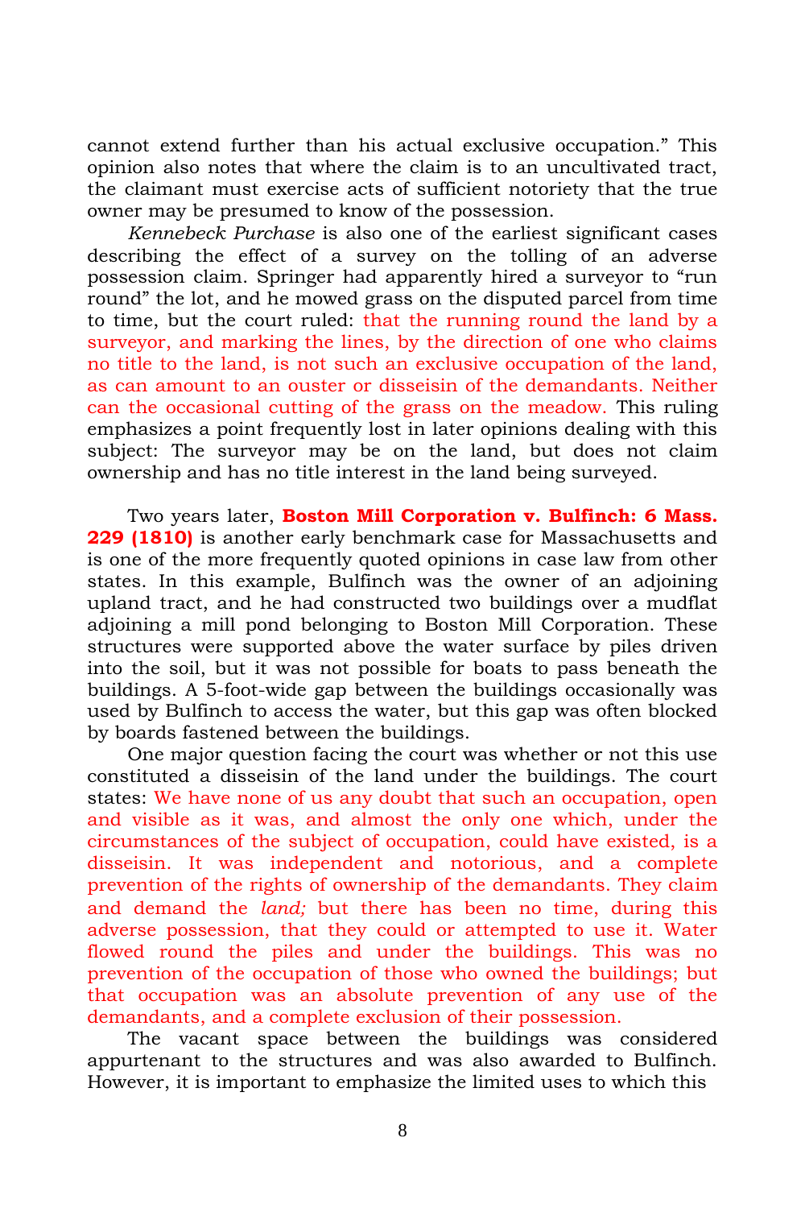cannot extend further than his actual exclusive occupation." This opinion also notes that where the claim is to an uncultivated tract, the claimant must exercise acts of sufficient notoriety that the true owner may be presumed to know of the possession.

*Kennebeck Purchase* is also one of the earliest significant cases describing the effect of a survey on the tolling of an adverse possession claim. Springer had apparently hired a surveyor to "run round" the lot, and he mowed grass on the disputed parcel from time to time, but the court ruled: that the running round the land by a surveyor, and marking the lines, by the direction of one who claims no title to the land, is not such an exclusive occupation of the land, as can amount to an ouster or disseisin of the demandants. Neither can the occasional cutting of the grass on the meadow. This ruling emphasizes a point frequently lost in later opinions dealing with this subject: The surveyor may be on the land, but does not claim ownership and has no title interest in the land being surveyed.

Two years later, **Boston Mill Corporation v. Bulfinch: 6 Mass. 229 (1810)** is another early benchmark case for Massachusetts and is one of the more frequently quoted opinions in case law from other states. In this example, Bulfinch was the owner of an adjoining upland tract, and he had constructed two buildings over a mudflat adjoining a mill pond belonging to Boston Mill Corporation. These structures were supported above the water surface by piles driven into the soil, but it was not possible for boats to pass beneath the buildings. A 5-foot-wide gap between the buildings occasionally was used by Bulfinch to access the water, but this gap was often blocked by boards fastened between the buildings.

One major question facing the court was whether or not this use constituted a disseisin of the land under the buildings. The court states: We have none of us any doubt that such an occupation, open and visible as it was, and almost the only one which, under the circumstances of the subject of occupation, could have existed, is a disseisin. It was independent and notorious, and a complete prevention of the rights of ownership of the demandants. They claim and demand the *land;* but there has been no time, during this adverse possession, that they could or attempted to use it. Water flowed round the piles and under the buildings. This was no prevention of the occupation of those who owned the buildings; but that occupation was an absolute prevention of any use of the demandants, and a complete exclusion of their possession.

The vacant space between the buildings was considered appurtenant to the structures and was also awarded to Bulfinch. However, it is important to emphasize the limited uses to which this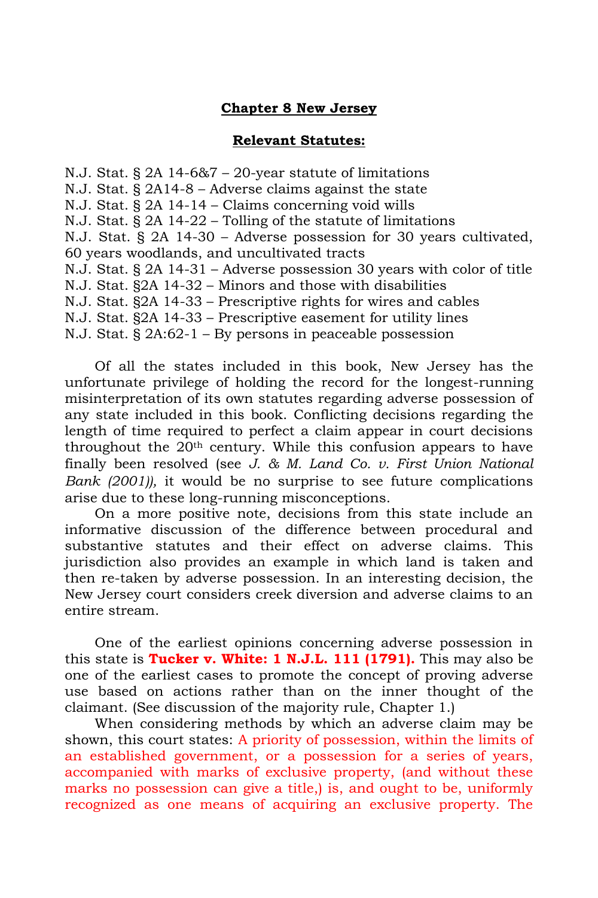# Chapter 8 New Jersey

## Relevant Statutes:

N.J. Stat. § 2A 14-6&7 – 20-year statute of limitations
N.J. Stat. § 2A14-8 – Adverse claims against the state
N.J. Stat. § 2A 14-14 – Claims concerning void wills
N.J. Stat. § 2A 14-22 – Tolling of the statute of limitations
N.J. Stat. § 2A 14-30 – Adverse possession for 30 years cultivated, 60 years woodlands, and uncultivated tracts
N.J. Stat. § 2A 14-31 – Adverse possession 30 years with color of title
N.J. Stat. §2A 14-32 – Minors and those with disabilities
N.J. Stat. §2A 14-33 – Prescriptive rights for wires and cables
N.J. Stat. §2A 14-33 – Prescriptive easement for utility lines
N.J. Stat. § 2A:62-1 – By persons in peaceable possession

Of all the states included in this book, New Jersey has the unfortunate privilege of holding the record for the longest-running misinterpretation of its own statutes regarding adverse possession of any state included in this book. Conflicting decisions regarding the length of time required to perfect a claim appear in court decisions throughout the 20th century. While this confusion appears to have finally been resolved (see *J. & M. Land Co. v. First Union National Bank (2001))*, it would be no surprise to see future complications arise due to these long-running misconceptions.

On a more positive note, decisions from this state include an informative discussion of the difference between procedural and substantive statutes and their effect on adverse claims. This jurisdiction also provides an example in which land is taken and then re-taken by adverse possession. In an interesting decision, the New Jersey court considers creek diversion and adverse claims to an entire stream.

One of the earliest opinions concerning adverse possession in this state is **Tucker v. White: 1 N.J.L. 111 (1791).** This may also be one of the earliest cases to promote the concept of proving adverse use based on actions rather than on the inner thought of the claimant. (See discussion of the majority rule, Chapter 1.)

When considering methods by which an adverse claim may be shown, this court states: A priority of possession, within the limits of an established government, or a possession for a series of years, accompanied with marks of exclusive property, (and without these marks no possession can give a title,) is, and ought to be, uniformly recognized as one means of acquiring an exclusive property. The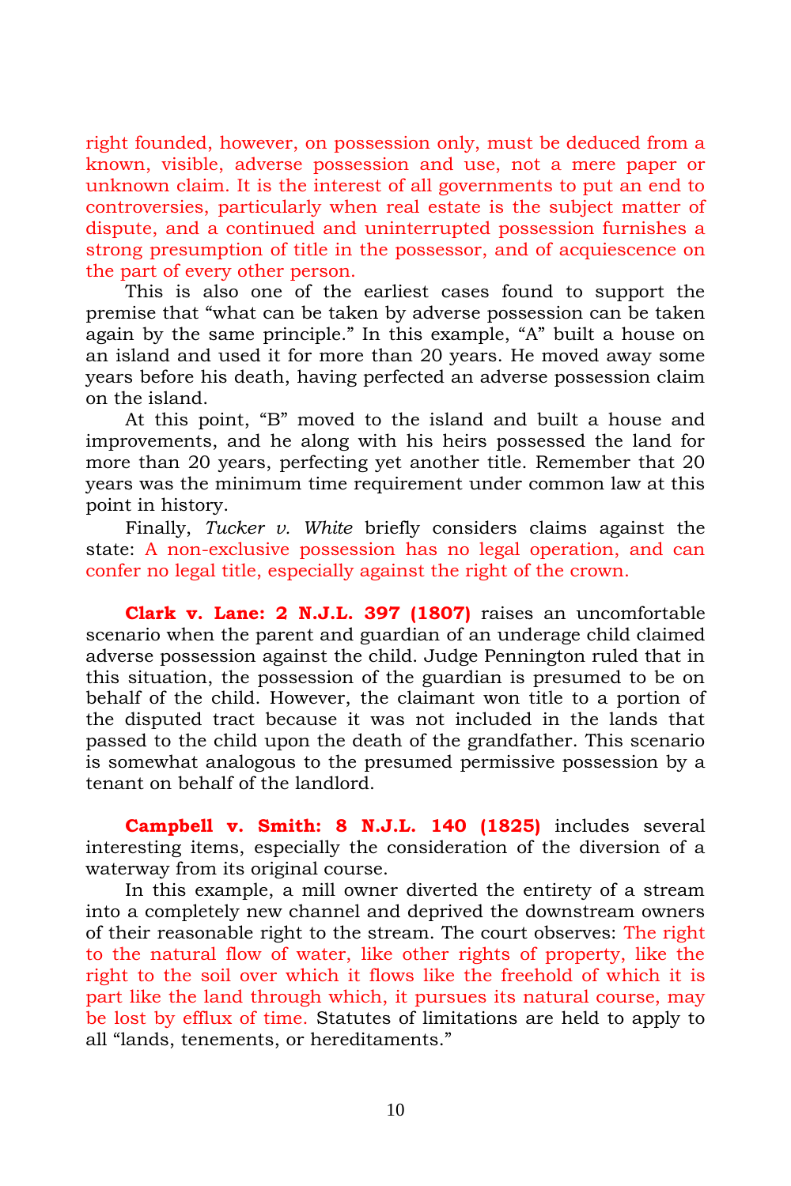right founded, however, on possession only, must be deduced from a known, visible, adverse possession and use, not a mere paper or unknown claim. It is the interest of all governments to put an end to controversies, particularly when real estate is the subject matter of dispute, and a continued and uninterrupted possession furnishes a strong presumption of title in the possessor, and of acquiescence on the part of every other person.

This is also one of the earliest cases found to support the premise that "what can be taken by adverse possession can be taken again by the same principle." In this example, "A" built a house on an island and used it for more than 20 years. He moved away some years before his death, having perfected an adverse possession claim on the island.

At this point, "B" moved to the island and built a house and improvements, and he along with his heirs possessed the land for more than 20 years, perfecting yet another title. Remember that 20 years was the minimum time requirement under common law at this point in history.

Finally, *Tucker v. White* briefly considers claims against the state: A non-exclusive possession has no legal operation, and can confer no legal title, especially against the right of the crown.

**Clark v. Lane: 2 N.J.L. 397 (1807)** raises an uncomfortable scenario when the parent and guardian of an underage child claimed adverse possession against the child. Judge Pennington ruled that in this situation, the possession of the guardian is presumed to be on behalf of the child. However, the claimant won title to a portion of the disputed tract because it was not included in the lands that passed to the child upon the death of the grandfather. This scenario is somewhat analogous to the presumed permissive possession by a tenant on behalf of the landlord.

**Campbell v. Smith: 8 N.J.L. 140 (1825)** includes several interesting items, especially the consideration of the diversion of a waterway from its original course.

In this example, a mill owner diverted the entirety of a stream into a completely new channel and deprived the downstream owners of their reasonable right to the stream. The court observes: The right to the natural flow of water, like other rights of property, like the right to the soil over which it flows like the freehold of which it is part like the land through which, it pursues its natural course, may be lost by efflux of time. Statutes of limitations are held to apply to all "lands, tenements, or hereditaments."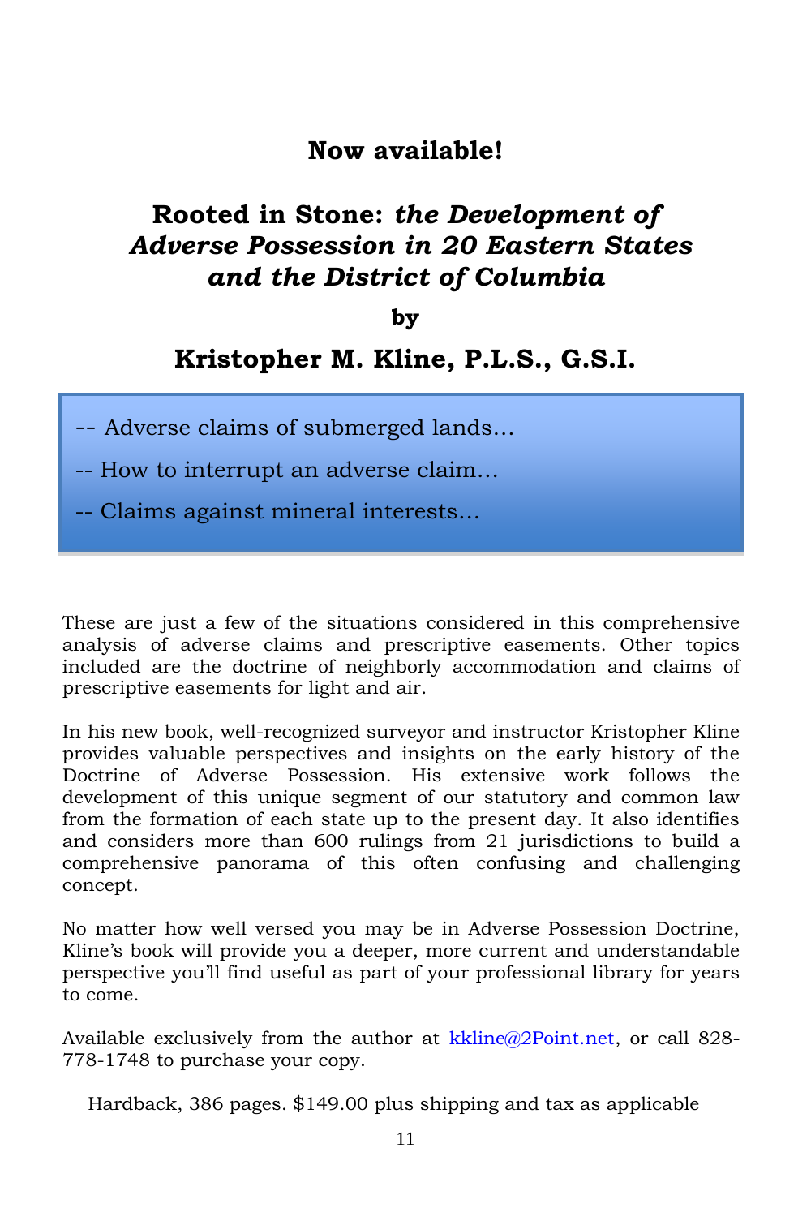**Now available!**

## Rooted in Stone: *the Development of Adverse Possession in 20 Eastern States and the District of Columbia*

**by**

**Kristopher M. Kline, P.L.S., G.S.I.**

-- Adverse claims of submerged lands…

-- How to interrupt an adverse claim…

-- Claims against mineral interests…

These are just a few of the situations considered in this comprehensive analysis of adverse claims and prescriptive easements. Other topics included are the doctrine of neighborly accommodation and claims of prescriptive easements for light and air.

In his new book, well-recognized surveyor and instructor Kristopher Kline provides valuable perspectives and insights on the early history of the Doctrine of Adverse Possession. His extensive work follows the development of this unique segment of our statutory and common law from the formation of each state up to the present day. It also identifies and considers more than 600 rulings from 21 jurisdictions to build a comprehensive panorama of this often confusing and challenging concept.

No matter how well versed you may be in Adverse Possession Doctrine, Kline's book will provide you a deeper, more current and understandable perspective you'll find useful as part of your professional library for years to come.

Available exclusively from the author at kkline@2Point.net, or call 828-778-1748 to purchase your copy.

Hardback, 386 pages. $149.00 plus shipping and tax as applicable